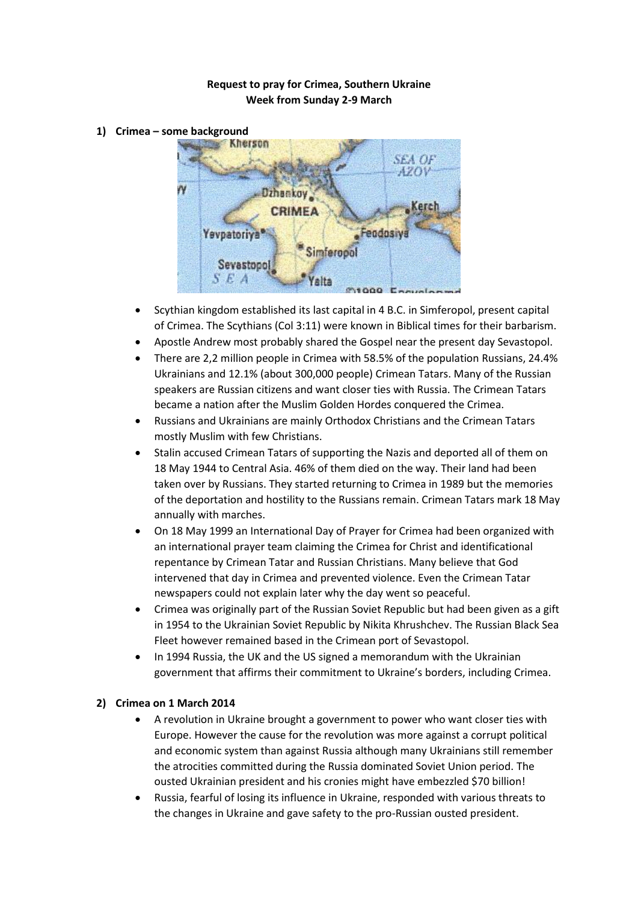**Request to pray for Crimea, Southern Ukraine**
**Week from Sunday 2-9 March**

1) **Crimea – some background**

- Scythian kingdom established its last capital in 4 B.C. in Simferopol, present capital of Crimea. The Scythians (Col 3:11) were known in Biblical times for their barbarism.
- Apostle Andrew most probably shared the Gospel near the present day Sevastopol.
- There are 2,2 million people in Crimea with 58.5% of the population Russians, 24.4% Ukrainians and 12.1% (about 300,000 people) Crimean Tatars. Many of the Russian speakers are Russian citizens and want closer ties with Russia. The Crimean Tatars became a nation after the Muslim Golden Hordes conquered the Crimea.
- Russians and Ukrainians are mainly Orthodox Christians and the Crimean Tatars mostly Muslim with few Christians.
- Stalin accused Crimean Tatars of supporting the Nazis and deported all of them on 18 May 1944 to Central Asia. 46% of them died on the way. Their land had been taken over by Russians. They started returning to Crimea in 1989 but the memories of the deportation and hostility to the Russians remain. Crimean Tatars mark 18 May annually with marches.
- On 18 May 1999 an International Day of Prayer for Crimea had been organized with an international prayer team claiming the Crimea for Christ and identificational repentance by Crimean Tatar and Russian Christians. Many believe that God intervened that day in Crimea and prevented violence. Even the Crimean Tatar newspapers could not explain later why the day went so peaceful.
- Crimea was originally part of the Russian Soviet Republic but had been given as a gift in 1954 to the Ukrainian Soviet Republic by Nikita Khrushchev. The Russian Black Sea Fleet however remained based in the Crimean port of Sevastopol.
- In 1994 Russia, the UK and the US signed a memorandum with the Ukrainian government that affirms their commitment to Ukraine's borders, including Crimea.

2) **Crimea on 1 March 2014**

- A revolution in Ukraine brought a government to power who want closer ties with Europe. However the cause for the revolution was more against a corrupt political and economic system than against Russia although many Ukrainians still remember the atrocities committed during the Russia dominated Soviet Union period. The ousted Ukrainian president and his cronies might have embezzled $70 billion!
- Russia, fearful of losing its influence in Ukraine, responded with various threats to the changes in Ukraine and gave safety to the pro-Russian ousted president.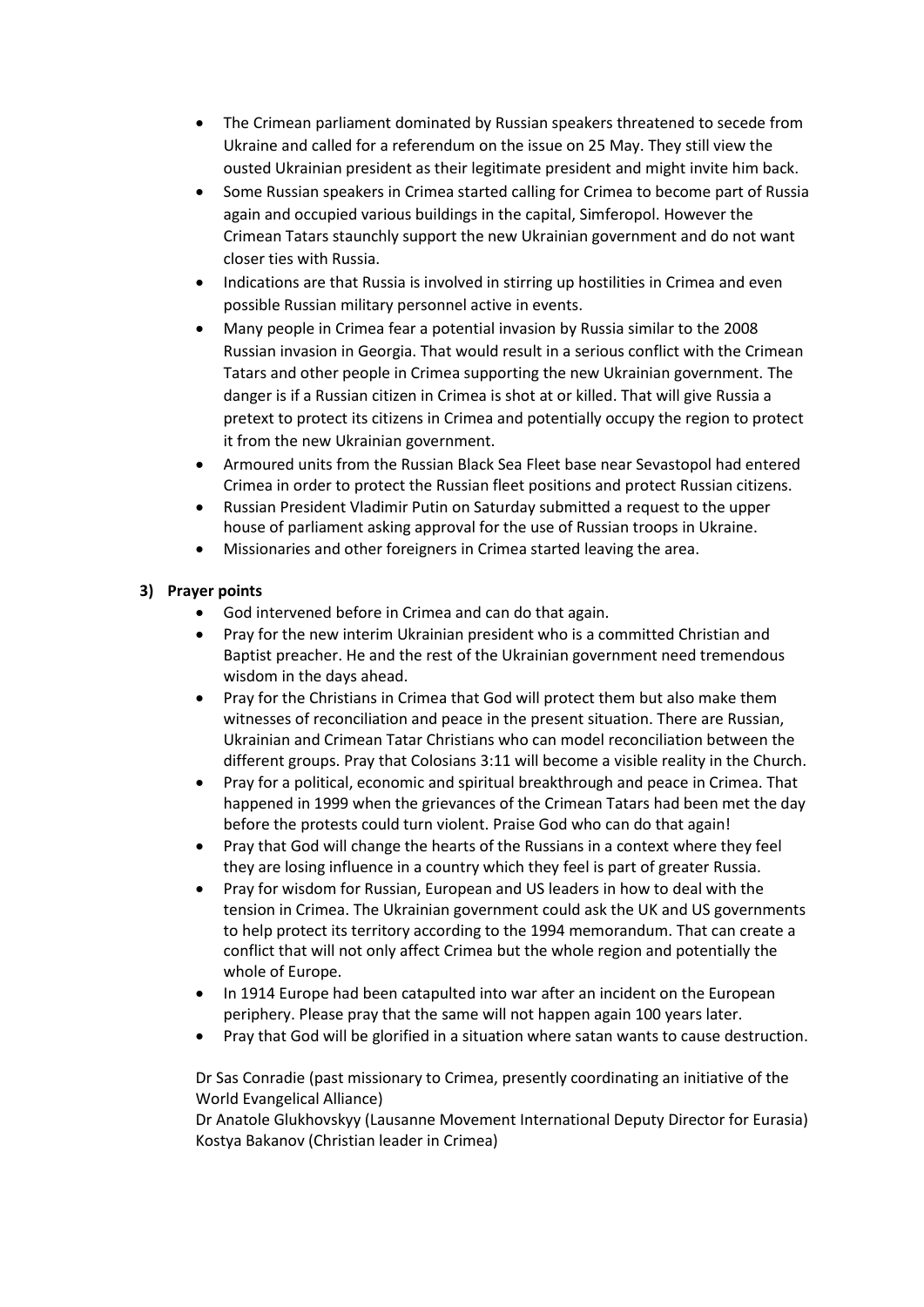- The Crimean parliament dominated by Russian speakers threatened to secede from Ukraine and called for a referendum on the issue on 25 May. They still view the ousted Ukrainian president as their legitimate president and might invite him back.
- Some Russian speakers in Crimea started calling for Crimea to become part of Russia again and occupied various buildings in the capital, Simferopol. However the Crimean Tatars staunchly support the new Ukrainian government and do not want closer ties with Russia.
- Indications are that Russia is involved in stirring up hostilities in Crimea and even possible Russian military personnel active in events.
- Many people in Crimea fear a potential invasion by Russia similar to the 2008 Russian invasion in Georgia. That would result in a serious conflict with the Crimean Tatars and other people in Crimea supporting the new Ukrainian government. The danger is if a Russian citizen in Crimea is shot at or killed. That will give Russia a pretext to protect its citizens in Crimea and potentially occupy the region to protect it from the new Ukrainian government.
- Armoured units from the Russian Black Sea Fleet base near Sevastopol had entered Crimea in order to protect the Russian fleet positions and protect Russian citizens.
- Russian President Vladimir Putin on Saturday submitted a request to the upper house of parliament asking approval for the use of Russian troops in Ukraine.
- Missionaries and other foreigners in Crimea started leaving the area.

**3) Prayer points**

- God intervened before in Crimea and can do that again.
- Pray for the new interim Ukrainian president who is a committed Christian and Baptist preacher. He and the rest of the Ukrainian government need tremendous wisdom in the days ahead.
- Pray for the Christians in Crimea that God will protect them but also make them witnesses of reconciliation and peace in the present situation. There are Russian, Ukrainian and Crimean Tatar Christians who can model reconciliation between the different groups. Pray that Colosians 3:11 will become a visible reality in the Church.
- Pray for a political, economic and spiritual breakthrough and peace in Crimea. That happened in 1999 when the grievances of the Crimean Tatars had been met the day before the protests could turn violent. Praise God who can do that again!
- Pray that God will change the hearts of the Russians in a context where they feel they are losing influence in a country which they feel is part of greater Russia.
- Pray for wisdom for Russian, European and US leaders in how to deal with the tension in Crimea. The Ukrainian government could ask the UK and US governments to help protect its territory according to the 1994 memorandum. That can create a conflict that will not only affect Crimea but the whole region and potentially the whole of Europe.
- In 1914 Europe had been catapulted into war after an incident on the European periphery. Please pray that the same will not happen again 100 years later.
- Pray that God will be glorified in a situation where satan wants to cause destruction.

Dr Sas Conradie (past missionary to Crimea, presently coordinating an initiative of the World Evangelical Alliance)
Dr Anatole Glukhovskyy (Lausanne Movement International Deputy Director for Eurasia)
Kostya Bakanov (Christian leader in Crimea)